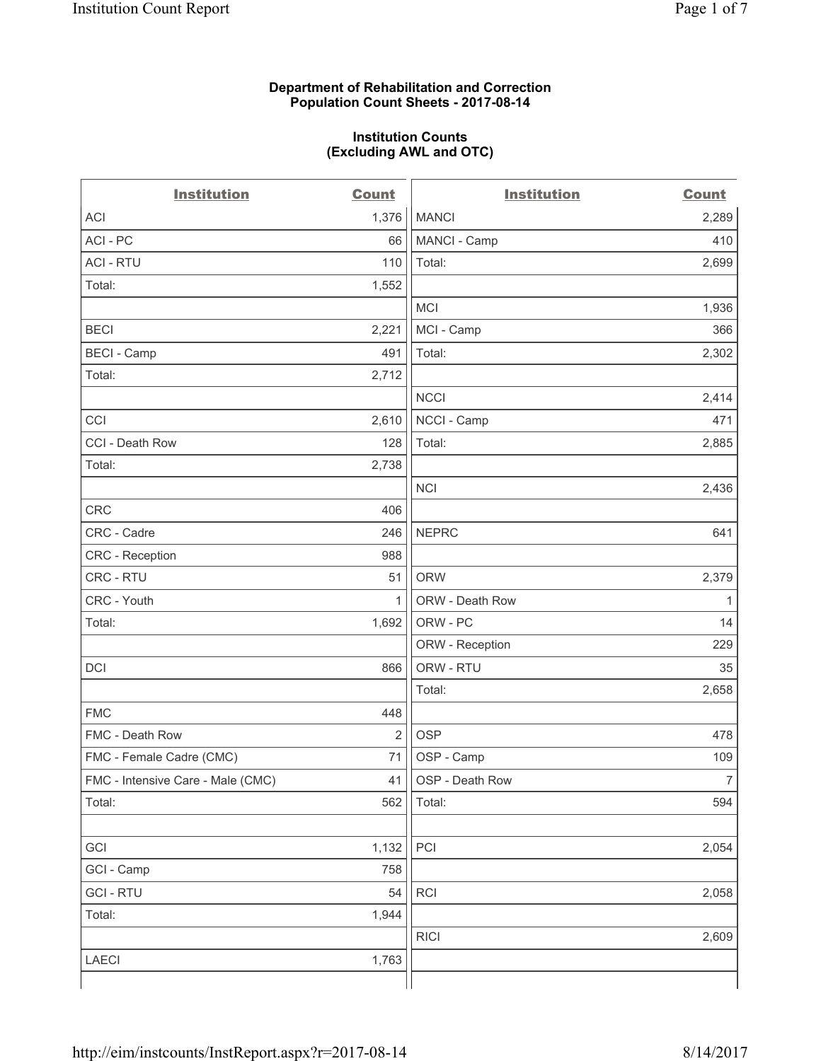**Department of Rehabilitation and Correction**
**Population Count Sheets - 2017-08-14**

**Institution Counts**
**(Excluding AWL and OTC)**

| Institution | Count | Institution | Count |
|---|---|---|---|
| ACI | 1,376 | MANCI | 2,289 |
| ACI - PC | 66 | MANCI - Camp | 410 |
| ACI - RTU | 110 | Total: | 2,699 |
| Total: | 1,552 | | |
| | | MCI | 1,936 |
| BECI | 2,221 | MCI - Camp | 366 |
| BECI - Camp | 491 | Total: | 2,302 |
| Total: | 2,712 | | |
| | | NCCI | 2,414 |
| CCI | 2,610 | NCCI - Camp | 471 |
| CCI - Death Row | 128 | Total: | 2,885 |
| Total: | 2,738 | | |
| | | NCI | 2,436 |
| CRC | 406 | | |
| CRC - Cadre | 246 | NEPRC | 641 |
| CRC - Reception | 988 | | |
| CRC - RTU | 51 | ORW | 2,379 |
| CRC - Youth | 1 | ORW - Death Row | 1 |
| Total: | 1,692 | ORW - PC | 14 |
| | | ORW - Reception | 229 |
| DCI | 866 | ORW - RTU | 35 |
| | | Total: | 2,658 |
| FMC | 448 | | |
| FMC - Death Row | 2 | OSP | 478 |
| FMC - Female Cadre (CMC) | 71 | OSP - Camp | 109 |
| FMC - Intensive Care - Male (CMC) | 41 | OSP - Death Row | 7 |
| Total: | 562 | Total: | 594 |
| | | | |
| GCI | 1,132 | PCI | 2,054 |
| GCI - Camp | 758 | | |
| GCI - RTU | 54 | RCI | 2,058 |
| Total: | 1,944 | | |
| | | RICI | 2,609 |
| LAECI | 1,763 | | |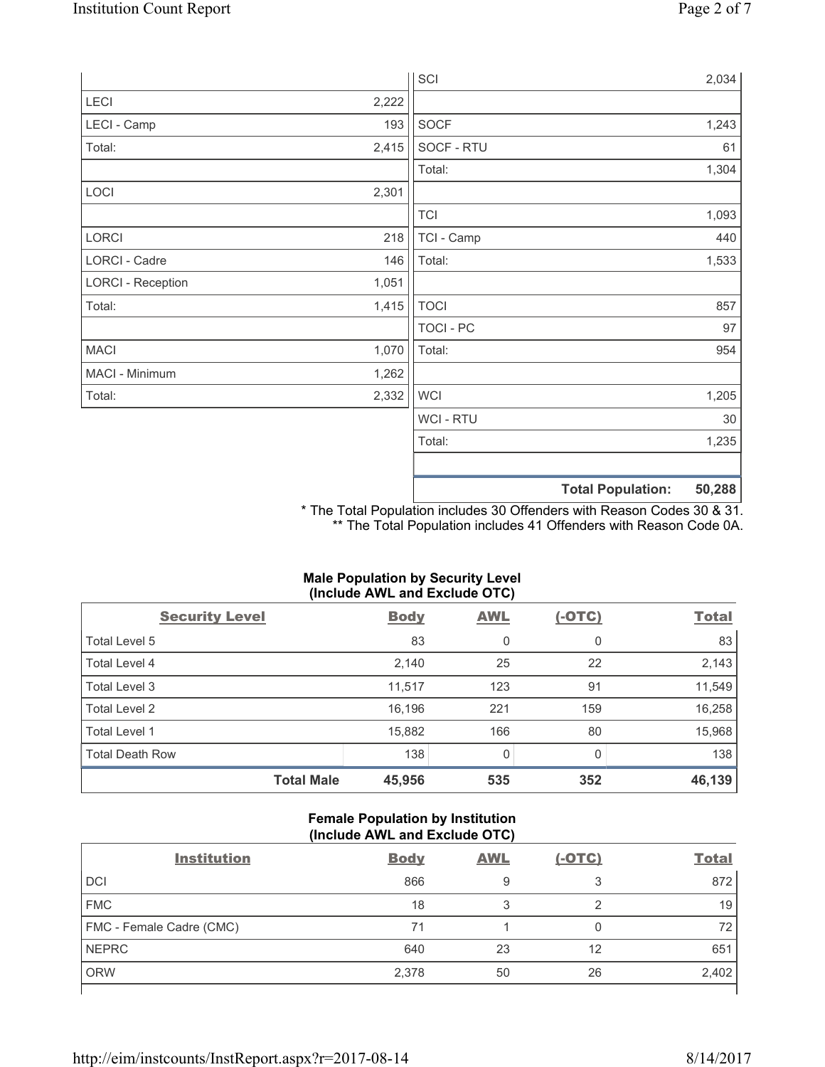| | |
|---|---|
| LECI | 2,222 |
| LECI - Camp | 193 |
| Total: | 2,415 |
| | |
| LOCI | 2,301 |
| | |
| LORCI | 218 |
| LORCI - Cadre | 146 |
| LORCI - Reception | 1,051 |
| Total: | 1,415 |
| | |
| MACI | 1,070 |
| MACI - Minimum | 1,262 |
| Total: | 2,332 |

| | |
|---|---|
| SCI | 2,034 |
| | |
| SOCF | 1,243 |
| SOCF - RTU | 61 |
| Total: | 1,304 |
| | |
| TCI | 1,093 |
| TCI - Camp | 440 |
| Total: | 1,533 |
| | |
| TOCI | 857 |
| TOCI - PC | 97 |
| Total: | 954 |
| | |
| WCI | 1,205 |
| WCI - RTU | 30 |
| Total: | 1,235 |
| | |
| **Total Population:** | **50,288** |

\* The Total Population includes 30 Offenders with Reason Codes 30 & 31.
\*\* The Total Population includes 41 Offenders with Reason Code 0A.

**Male Population by Security Level (Include AWL and Exclude OTC)**

| Security Level | Body | AWL | (-OTC) | Total |
|---|---|---|---|---|
| Total Level 5 | 83 | 0 | 0 | 83 |
| Total Level 4 | 2,140 | 25 | 22 | 2,143 |
| Total Level 3 | 11,517 | 123 | 91 | 11,549 |
| Total Level 2 | 16,196 | 221 | 159 | 16,258 |
| Total Level 1 | 15,882 | 166 | 80 | 15,968 |
| Total Death Row | 138 | 0 | 0 | 138 |
| **Total Male** | **45,956** | **535** | **352** | **46,139** |

**Female Population by Institution (Include AWL and Exclude OTC)**

| Institution | Body | AWL | (-OTC) | Total |
|---|---|---|---|---|
| DCI | 866 | 9 | 3 | 872 |
| FMC | 18 | 3 | 2 | 19 |
| FMC - Female Cadre (CMC) | 71 | 1 | 0 | 72 |
| NEPRC | 640 | 23 | 12 | 651 |
| ORW | 2,378 | 50 | 26 | 2,402 |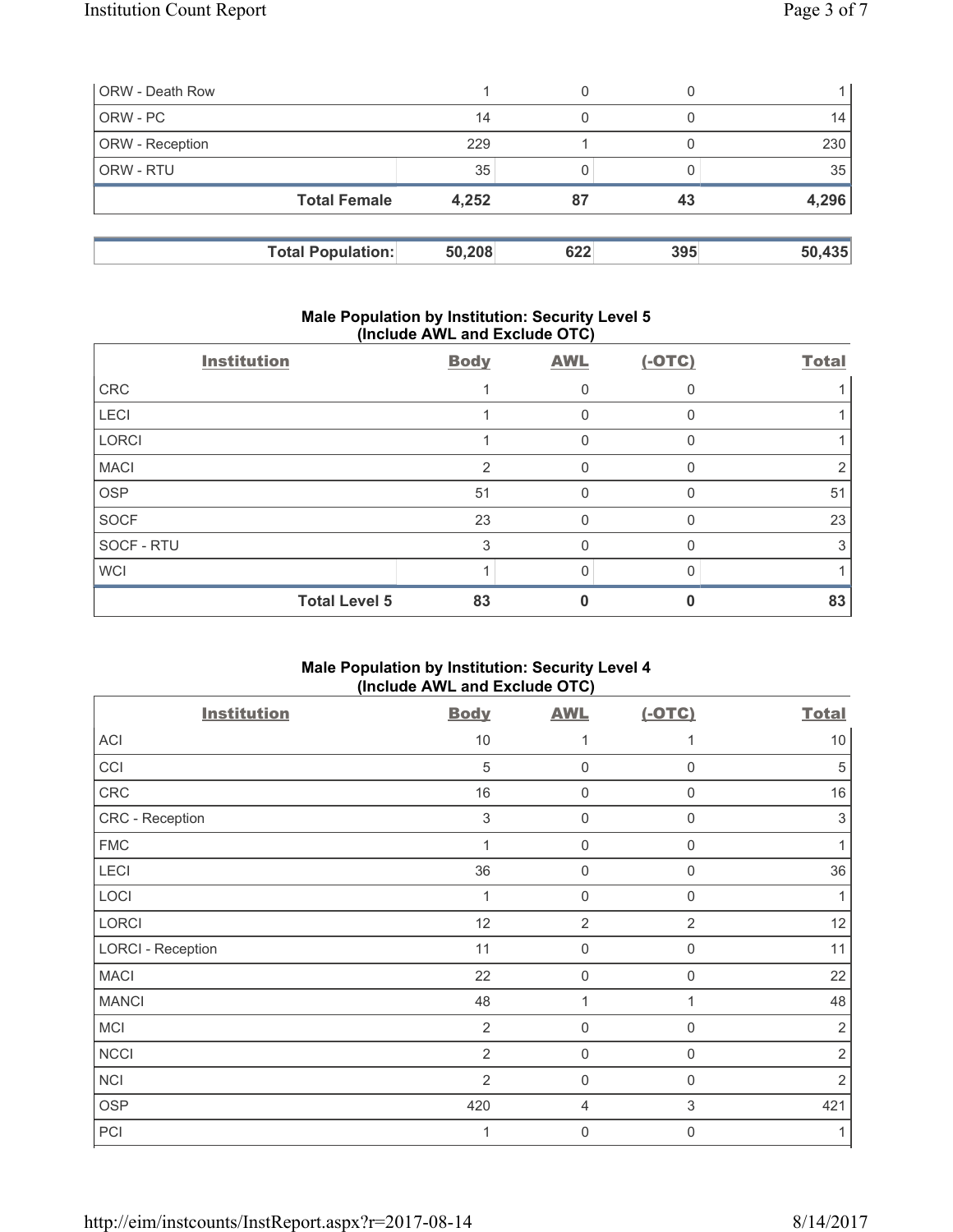| | | | | |
|---|---|---|---|---|
| ORW - Death Row | 1 | 0 | 0 | 1 |
| ORW - PC | 14 | 0 | 0 | 14 |
| ORW - Reception | 229 | 1 | 0 | 230 |
| ORW - RTU | 35 | 0 | 0 | 35 |
| **Total Female** | **4,252** | **87** | **43** | **4,296** |

| | | | | |
|---|---|---|---|---|
| **Total Population:** | **50,208** | **622** | **395** | **50,435** |

### Male Population by Institution: Security Level 5 (Include AWL and Exclude OTC)

| Institution | Body | AWL | (-OTC) | Total |
|---|---|---|---|---|
| CRC | 1 | 0 | 0 | 1 |
| LECI | 1 | 0 | 0 | 1 |
| LORCI | 1 | 0 | 0 | 1 |
| MACI | 2 | 0 | 0 | 2 |
| OSP | 51 | 0 | 0 | 51 |
| SOCF | 23 | 0 | 0 | 23 |
| SOCF - RTU | 3 | 0 | 0 | 3 |
| WCI | 1 | 0 | 0 | 1 |
| **Total Level 5** | **83** | **0** | **0** | **83** |

### Male Population by Institution: Security Level 4 (Include AWL and Exclude OTC)

| Institution | Body | AWL | (-OTC) | Total |
|---|---|---|---|---|
| ACI | 10 | 1 | 1 | 10 |
| CCI | 5 | 0 | 0 | 5 |
| CRC | 16 | 0 | 0 | 16 |
| CRC - Reception | 3 | 0 | 0 | 3 |
| FMC | 1 | 0 | 0 | 1 |
| LECI | 36 | 0 | 0 | 36 |
| LOCI | 1 | 0 | 0 | 1 |
| LORCI | 12 | 2 | 2 | 12 |
| LORCI - Reception | 11 | 0 | 0 | 11 |
| MACI | 22 | 0 | 0 | 22 |
| MANCI | 48 | 1 | 1 | 48 |
| MCI | 2 | 0 | 0 | 2 |
| NCCI | 2 | 0 | 0 | 2 |
| NCI | 2 | 0 | 0 | 2 |
| OSP | 420 | 4 | 3 | 421 |
| PCI | 1 | 0 | 0 | 1 |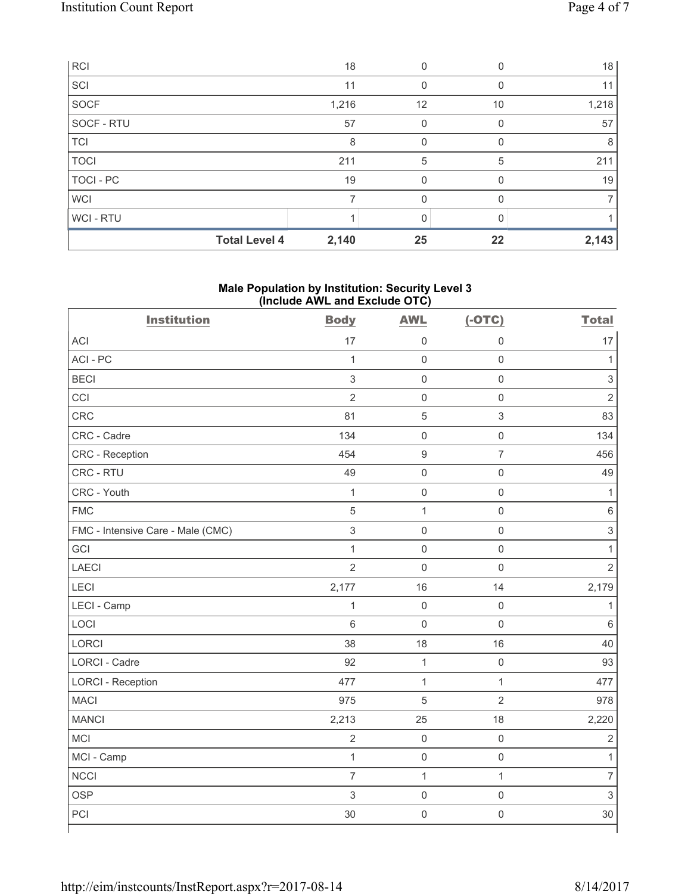| RCI | 18 | 0 | 0 | 18 |
|---|---|---|---|---|
| SCI | 11 | 0 | 0 | 11 |
| SOCF | 1,216 | 12 | 10 | 1,218 |
| SOCF - RTU | 57 | 0 | 0 | 57 |
| TCI | 8 | 0 | 0 | 8 |
| TOCI | 211 | 5 | 5 | 211 |
| TOCI - PC | 19 | 0 | 0 | 19 |
| WCI | 7 | 0 | 0 | 7 |
| WCI - RTU | 1 | 0 | 0 | 1 |
| **Total Level 4** | **2,140** | **25** | **22** | **2,143** |

**Male Population by Institution: Security Level 3 (Include AWL and Exclude OTC)**

| Institution | Body | AWL | (-OTC) | Total |
|---|---|---|---|---|
| ACI | 17 | 0 | 0 | 17 |
| ACI - PC | 1 | 0 | 0 | 1 |
| BECI | 3 | 0 | 0 | 3 |
| CCI | 2 | 0 | 0 | 2 |
| CRC | 81 | 5 | 3 | 83 |
| CRC - Cadre | 134 | 0 | 0 | 134 |
| CRC - Reception | 454 | 9 | 7 | 456 |
| CRC - RTU | 49 | 0 | 0 | 49 |
| CRC - Youth | 1 | 0 | 0 | 1 |
| FMC | 5 | 1 | 0 | 6 |
| FMC - Intensive Care - Male (CMC) | 3 | 0 | 0 | 3 |
| GCI | 1 | 0 | 0 | 1 |
| LAECI | 2 | 0 | 0 | 2 |
| LECI | 2,177 | 16 | 14 | 2,179 |
| LECI - Camp | 1 | 0 | 0 | 1 |
| LOCI | 6 | 0 | 0 | 6 |
| LORCI | 38 | 18 | 16 | 40 |
| LORCI - Cadre | 92 | 1 | 0 | 93 |
| LORCI - Reception | 477 | 1 | 1 | 477 |
| MACI | 975 | 5 | 2 | 978 |
| MANCI | 2,213 | 25 | 18 | 2,220 |
| MCI | 2 | 0 | 0 | 2 |
| MCI - Camp | 1 | 0 | 0 | 1 |
| NCCI | 7 | 1 | 1 | 7 |
| OSP | 3 | 0 | 0 | 3 |
| PCI | 30 | 0 | 0 | 30 |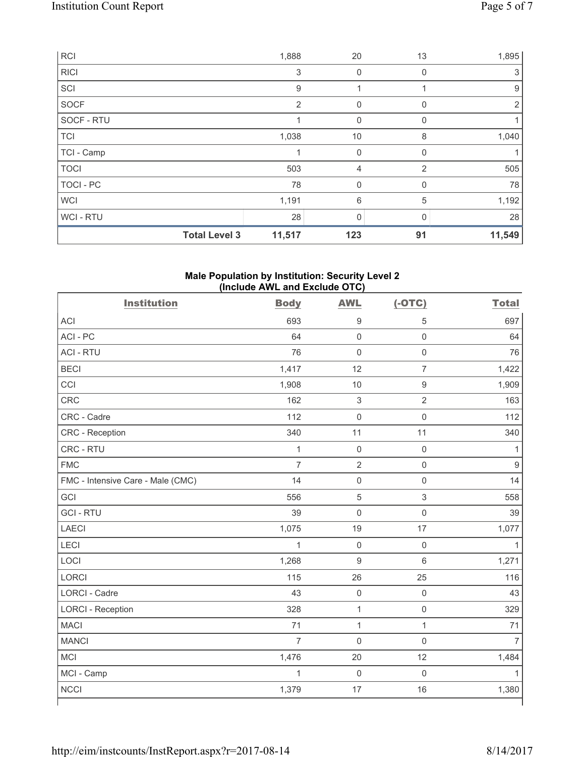| | Body | AWL | (-OTC) | Total |
|---|---|---|---|---|
| RCI | 1,888 | 20 | 13 | 1,895 |
| RICI | 3 | 0 | 0 | 3 |
| SCI | 9 | 1 | 1 | 9 |
| SOCF | 2 | 0 | 0 | 2 |
| SOCF - RTU | 1 | 0 | 0 | 1 |
| TCI | 1,038 | 10 | 8 | 1,040 |
| TCI - Camp | 1 | 0 | 0 | 1 |
| TOCI | 503 | 4 | 2 | 505 |
| TOCI - PC | 78 | 0 | 0 | 78 |
| WCI | 1,191 | 6 | 5 | 1,192 |
| WCI - RTU | 28 | 0 | 0 | 28 |
| **Total Level 3** | **11,517** | **123** | **91** | **11,549** |

**Male Population by Institution: Security Level 2 (Include AWL and Exclude OTC)**

| Institution | Body | AWL | (-OTC) | Total |
|---|---|---|---|---|
| ACI | 693 | 9 | 5 | 697 |
| ACI - PC | 64 | 0 | 0 | 64 |
| ACI - RTU | 76 | 0 | 0 | 76 |
| BECI | 1,417 | 12 | 7 | 1,422 |
| CCI | 1,908 | 10 | 9 | 1,909 |
| CRC | 162 | 3 | 2 | 163 |
| CRC - Cadre | 112 | 0 | 0 | 112 |
| CRC - Reception | 340 | 11 | 11 | 340 |
| CRC - RTU | 1 | 0 | 0 | 1 |
| FMC | 7 | 2 | 0 | 9 |
| FMC - Intensive Care - Male (CMC) | 14 | 0 | 0 | 14 |
| GCI | 556 | 5 | 3 | 558 |
| GCI - RTU | 39 | 0 | 0 | 39 |
| LAECI | 1,075 | 19 | 17 | 1,077 |
| LECI | 1 | 0 | 0 | 1 |
| LOCI | 1,268 | 9 | 6 | 1,271 |
| LORCI | 115 | 26 | 25 | 116 |
| LORCI - Cadre | 43 | 0 | 0 | 43 |
| LORCI - Reception | 328 | 1 | 0 | 329 |
| MACI | 71 | 1 | 1 | 71 |
| MANCI | 7 | 0 | 0 | 7 |
| MCI | 1,476 | 20 | 12 | 1,484 |
| MCI - Camp | 1 | 0 | 0 | 1 |
| NCCI | 1,379 | 17 | 16 | 1,380 |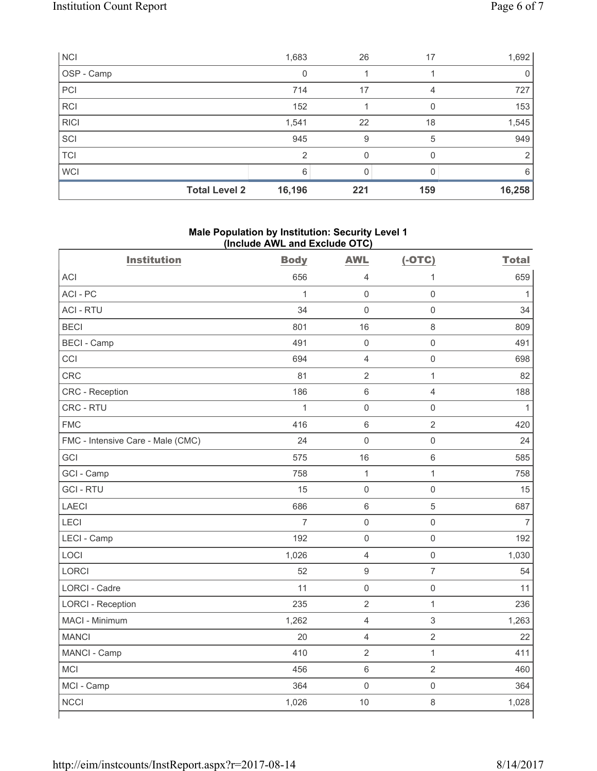| | Body | AWL | (-OTC) | Total |
|---|---|---|---|---|
| NCI | 1,683 | 26 | 17 | 1,692 |
| OSP - Camp | 0 | 1 | 1 | 0 |
| PCI | 714 | 17 | 4 | 727 |
| RCI | 152 | 1 | 0 | 153 |
| RICI | 1,541 | 22 | 18 | 1,545 |
| SCI | 945 | 9 | 5 | 949 |
| TCI | 2 | 0 | 0 | 2 |
| WCI | 6 | 0 | 0 | 6 |
| **Total Level 2** | **16,196** | **221** | **159** | **16,258** |

### Male Population by Institution: Security Level 1 (Include AWL and Exclude OTC)

| Institution | Body | AWL | (-OTC) | Total |
|---|---|---|---|---|
| ACI | 656 | 4 | 1 | 659 |
| ACI - PC | 1 | 0 | 0 | 1 |
| ACI - RTU | 34 | 0 | 0 | 34 |
| BECI | 801 | 16 | 8 | 809 |
| BECI - Camp | 491 | 0 | 0 | 491 |
| CCI | 694 | 4 | 0 | 698 |
| CRC | 81 | 2 | 1 | 82 |
| CRC - Reception | 186 | 6 | 4 | 188 |
| CRC - RTU | 1 | 0 | 0 | 1 |
| FMC | 416 | 6 | 2 | 420 |
| FMC - Intensive Care - Male (CMC) | 24 | 0 | 0 | 24 |
| GCI | 575 | 16 | 6 | 585 |
| GCI - Camp | 758 | 1 | 1 | 758 |
| GCI - RTU | 15 | 0 | 0 | 15 |
| LAECI | 686 | 6 | 5 | 687 |
| LECI | 7 | 0 | 0 | 7 |
| LECI - Camp | 192 | 0 | 0 | 192 |
| LOCI | 1,026 | 4 | 0 | 1,030 |
| LORCI | 52 | 9 | 7 | 54 |
| LORCI - Cadre | 11 | 0 | 0 | 11 |
| LORCI - Reception | 235 | 2 | 1 | 236 |
| MACI - Minimum | 1,262 | 4 | 3 | 1,263 |
| MANCI | 20 | 4 | 2 | 22 |
| MANCI - Camp | 410 | 2 | 1 | 411 |
| MCI | 456 | 6 | 2 | 460 |
| MCI - Camp | 364 | 0 | 0 | 364 |
| NCCI | 1,026 | 10 | 8 | 1,028 |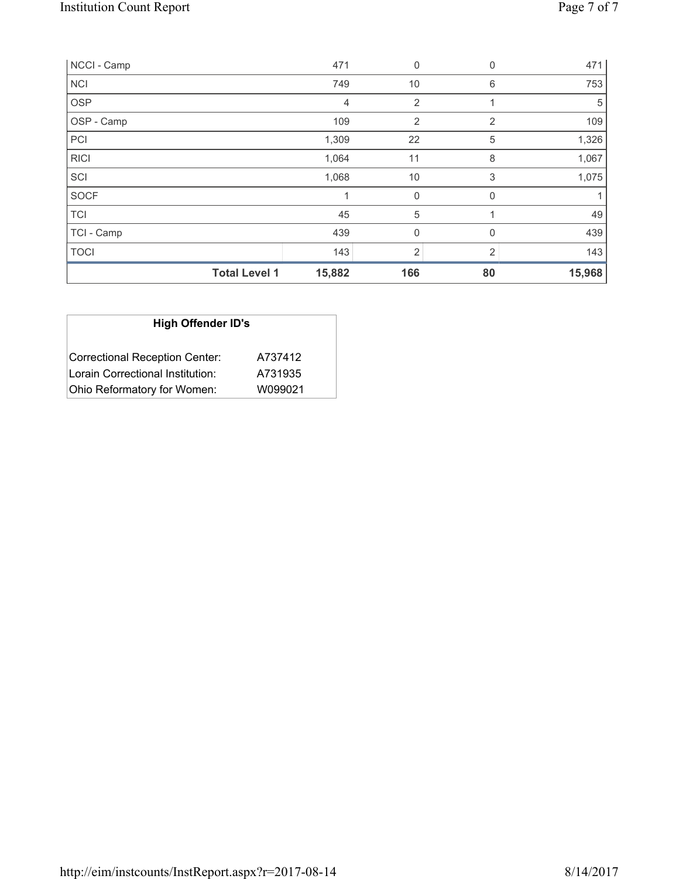| | | | | |
|---|---|---|---|---|
| NCCI - Camp | 471 | 0 | 0 | 471 |
| NCI | 749 | 10 | 6 | 753 |
| OSP | 4 | 2 | 1 | 5 |
| OSP - Camp | 109 | 2 | 2 | 109 |
| PCI | 1,309 | 22 | 5 | 1,326 |
| RICI | 1,064 | 11 | 8 | 1,067 |
| SCI | 1,068 | 10 | 3 | 1,075 |
| SOCF | 1 | 0 | 0 | 1 |
| TCI | 45 | 5 | 1 | 49 |
| TCI - Camp | 439 | 0 | 0 | 439 |
| TOCI | 143 | 2 | 2 | 143 |
| **Total Level 1** | **15,882** | **166** | **80** | **15,968** |

| High Offender ID's | |
|---|---|
| Correctional Reception Center: | A737412 |
| Lorain Correctional Institution: | A731935 |
| Ohio Reformatory for Women: | W099021 |